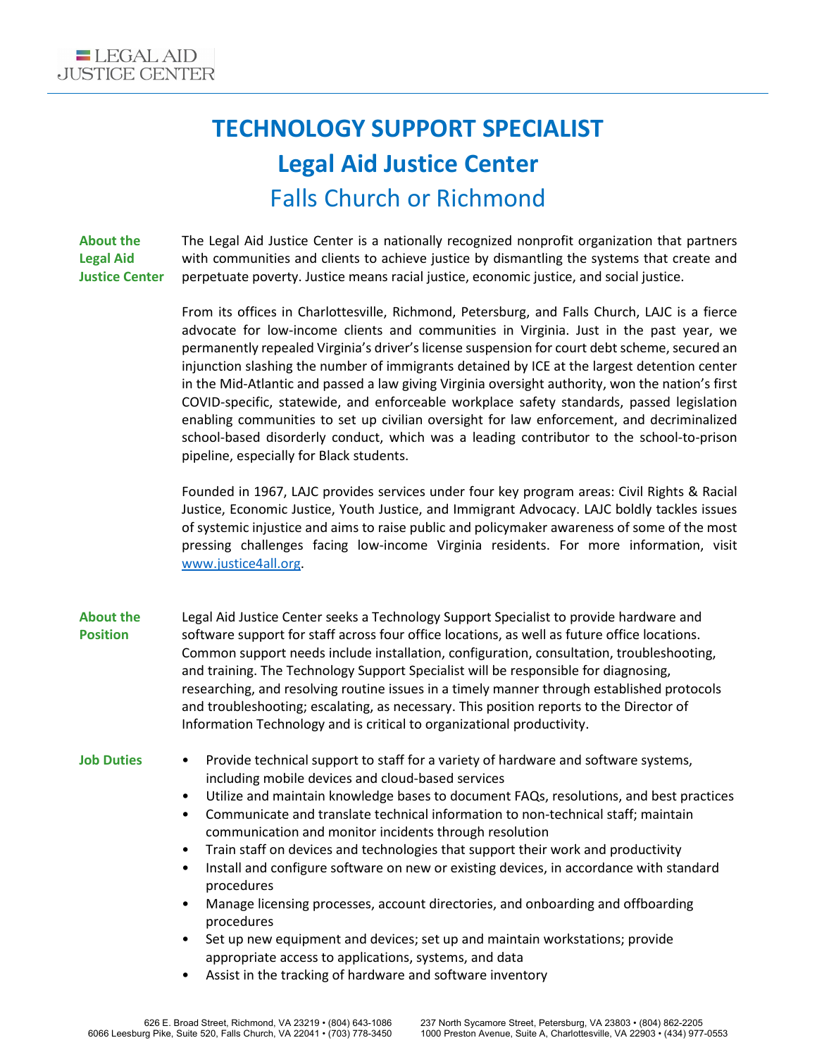LEGAL AID JUSTICE CENTER

# TECHNOLOGY SUPPORT SPECIALIST
## Legal Aid Justice Center
### Falls Church or Richmond

**About the Legal Aid Justice Center**

The Legal Aid Justice Center is a nationally recognized nonprofit organization that partners with communities and clients to achieve justice by dismantling the systems that create and perpetuate poverty. Justice means racial justice, economic justice, and social justice.

From its offices in Charlottesville, Richmond, Petersburg, and Falls Church, LAJC is a fierce advocate for low-income clients and communities in Virginia. Just in the past year, we permanently repealed Virginia's driver's license suspension for court debt scheme, secured an injunction slashing the number of immigrants detained by ICE at the largest detention center in the Mid-Atlantic and passed a law giving Virginia oversight authority, won the nation's first COVID-specific, statewide, and enforceable workplace safety standards, passed legislation enabling communities to set up civilian oversight for law enforcement, and decriminalized school-based disorderly conduct, which was a leading contributor to the school-to-prison pipeline, especially for Black students.

Founded in 1967, LAJC provides services under four key program areas: Civil Rights & Racial Justice, Economic Justice, Youth Justice, and Immigrant Advocacy. LAJC boldly tackles issues of systemic injustice and aims to raise public and policymaker awareness of some of the most pressing challenges facing low-income Virginia residents. For more information, visit [www.justice4all.org](http://www.justice4all.org).

**About the Position**

Legal Aid Justice Center seeks a Technology Support Specialist to provide hardware and software support for staff across four office locations, as well as future office locations. Common support needs include installation, configuration, consultation, troubleshooting, and training. The Technology Support Specialist will be responsible for diagnosing, researching, and resolving routine issues in a timely manner through established protocols and troubleshooting; escalating, as necessary. This position reports to the Director of Information Technology and is critical to organizational productivity.

**Job Duties**

- Provide technical support to staff for a variety of hardware and software systems, including mobile devices and cloud-based services
- Utilize and maintain knowledge bases to document FAQs, resolutions, and best practices
- Communicate and translate technical information to non-technical staff; maintain communication and monitor incidents through resolution
- Train staff on devices and technologies that support their work and productivity
- Install and configure software on new or existing devices, in accordance with standard procedures
- Manage licensing processes, account directories, and onboarding and offboarding procedures
- Set up new equipment and devices; set up and maintain workstations; provide appropriate access to applications, systems, and data
- Assist in the tracking of hardware and software inventory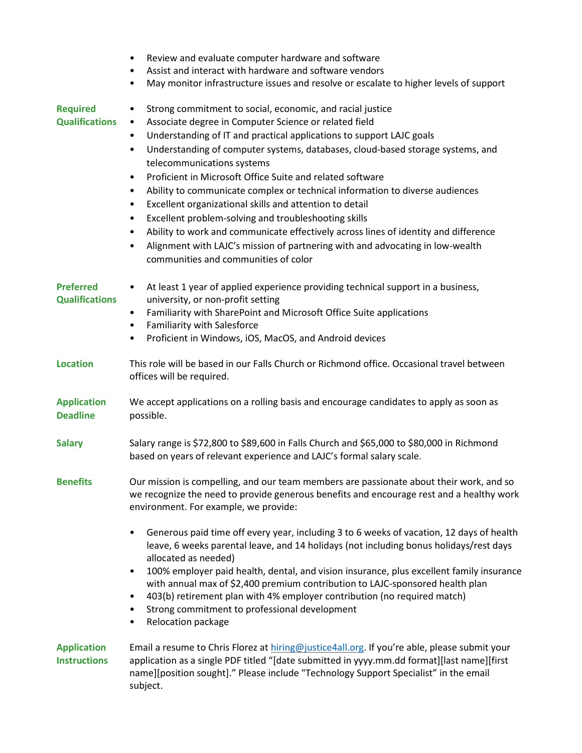- Review and evaluate computer hardware and software
- Assist and interact with hardware and software vendors
- May monitor infrastructure issues and resolve or escalate to higher levels of support

**Required Qualifications**

- Strong commitment to social, economic, and racial justice
- Associate degree in Computer Science or related field
- Understanding of IT and practical applications to support LAJC goals
- Understanding of computer systems, databases, cloud-based storage systems, and telecommunications systems
- Proficient in Microsoft Office Suite and related software
- Ability to communicate complex or technical information to diverse audiences
- Excellent organizational skills and attention to detail
- Excellent problem-solving and troubleshooting skills
- Ability to work and communicate effectively across lines of identity and difference
- Alignment with LAJC's mission of partnering with and advocating in low-wealth communities and communities of color

**Preferred Qualifications**

- At least 1 year of applied experience providing technical support in a business, university, or non-profit setting
- Familiarity with SharePoint and Microsoft Office Suite applications
- Familiarity with Salesforce
- Proficient in Windows, iOS, MacOS, and Android devices

**Location**

This role will be based in our Falls Church or Richmond office. Occasional travel between offices will be required.

**Application Deadline**

We accept applications on a rolling basis and encourage candidates to apply as soon as possible.

**Salary**

Salary range is $72,800 to $89,600 in Falls Church and $65,000 to $80,000 in Richmond based on years of relevant experience and LAJC's formal salary scale.

**Benefits**

Our mission is compelling, and our team members are passionate about their work, and so we recognize the need to provide generous benefits and encourage rest and a healthy work environment. For example, we provide:

- Generous paid time off every year, including 3 to 6 weeks of vacation, 12 days of health leave, 6 weeks parental leave, and 14 holidays (not including bonus holidays/rest days allocated as needed)
- 100% employer paid health, dental, and vision insurance, plus excellent family insurance with annual max of $2,400 premium contribution to LAJC-sponsored health plan
- 403(b) retirement plan with 4% employer contribution (no required match)
- Strong commitment to professional development
- Relocation package

**Application Instructions**

Email a resume to Chris Florez at hiring@justice4all.org. If you're able, please submit your application as a single PDF titled "[date submitted in yyyy.mm.dd format][last name][first name][position sought]." Please include "Technology Support Specialist" in the email subject.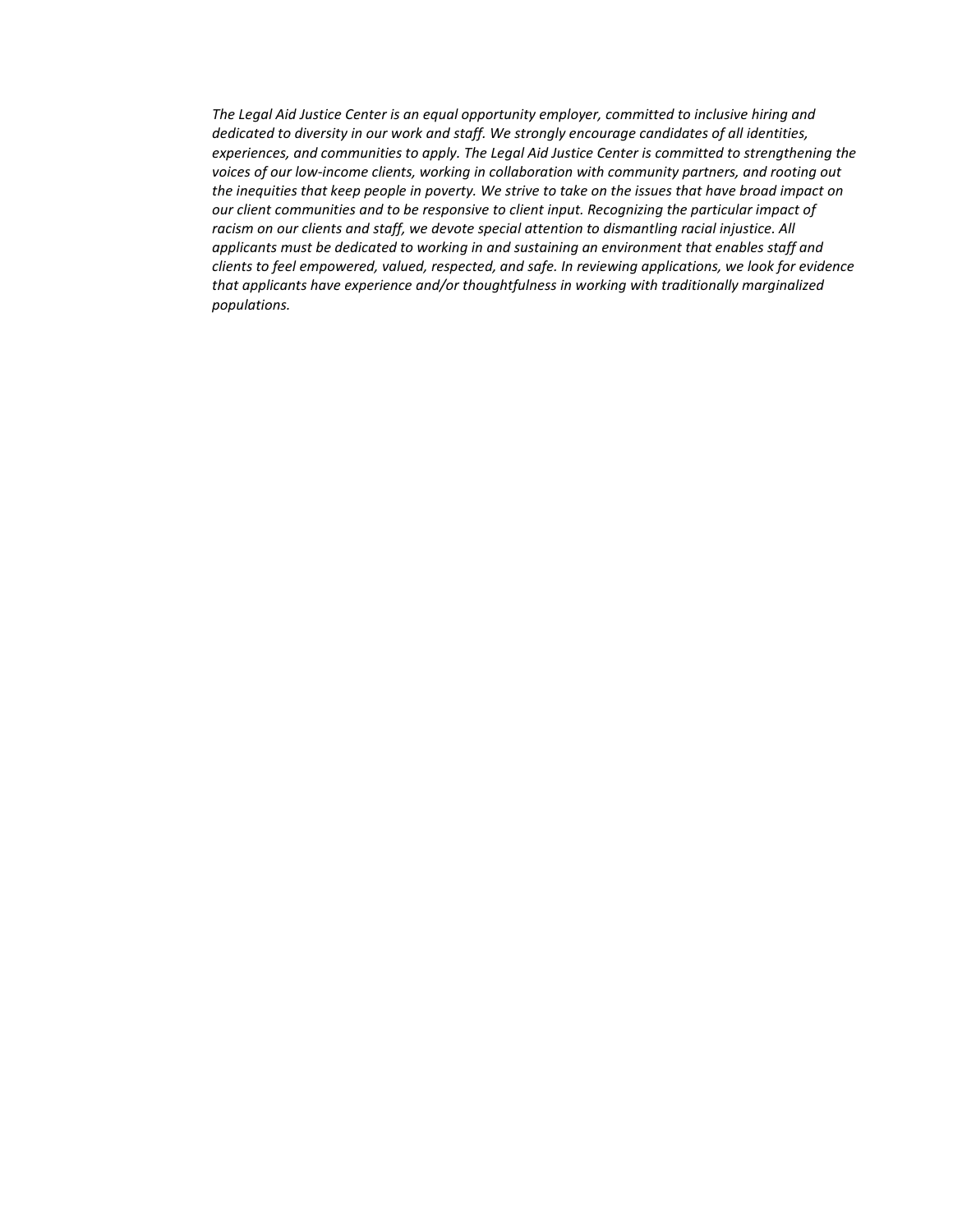*The Legal Aid Justice Center is an equal opportunity employer, committed to inclusive hiring and dedicated to diversity in our work and staff. We strongly encourage candidates of all identities, experiences, and communities to apply. The Legal Aid Justice Center is committed to strengthening the voices of our low-income clients, working in collaboration with community partners, and rooting out the inequities that keep people in poverty. We strive to take on the issues that have broad impact on our client communities and to be responsive to client input. Recognizing the particular impact of racism on our clients and staff, we devote special attention to dismantling racial injustice. All applicants must be dedicated to working in and sustaining an environment that enables staff and clients to feel empowered, valued, respected, and safe. In reviewing applications, we look for evidence that applicants have experience and/or thoughtfulness in working with traditionally marginalized populations.*